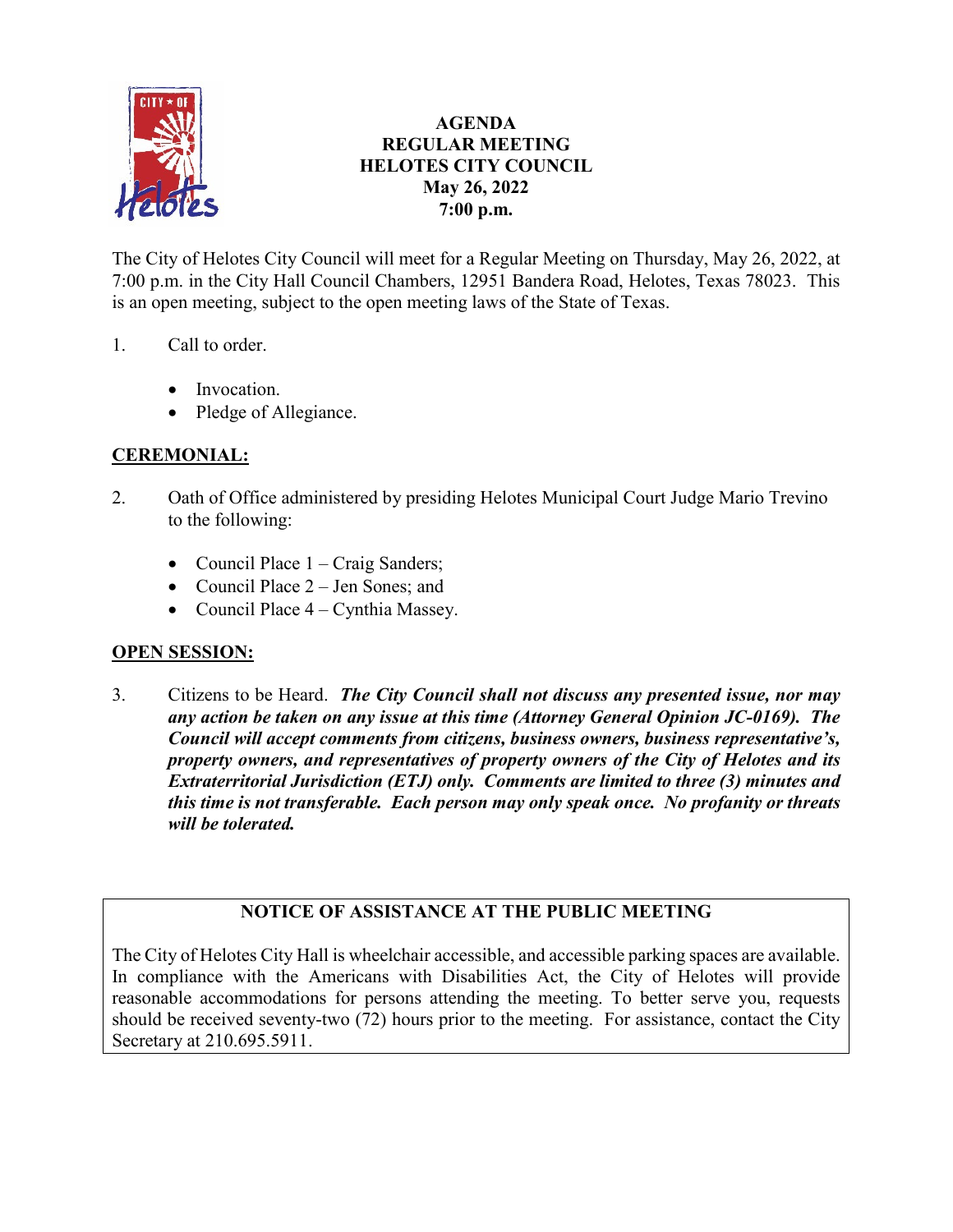# AGENDA
# REGULAR MEETING
# HELOTES CITY COUNCIL
# May 26, 2022
# 7:00 p.m.

The City of Helotes City Council will meet for a Regular Meeting on Thursday, May 26, 2022, at 7:00 p.m. in the City Hall Council Chambers, 12951 Bandera Road, Helotes, Texas 78023. This is an open meeting, subject to the open meeting laws of the State of Texas.

1. Call to order.

   - Invocation.
   - Pledge of Allegiance.

## CEREMONIAL:

2. Oath of Office administered by presiding Helotes Municipal Court Judge Mario Trevino to the following:

   - Council Place 1 – Craig Sanders;
   - Council Place 2 – Jen Sones; and
   - Council Place 4 – Cynthia Massey.

## OPEN SESSION:

3. Citizens to be Heard. ***The City Council shall not discuss any presented issue, nor may any action be taken on any issue at this time (Attorney General Opinion JC-0169). The Council will accept comments from citizens, business owners, business representative's, property owners, and representatives of property owners of the City of Helotes and its Extraterritorial Jurisdiction (ETJ) only. Comments are limited to three (3) minutes and this time is not transferable. Each person may only speak once. No profanity or threats will be tolerated.***

**NOTICE OF ASSISTANCE AT THE PUBLIC MEETING**

The City of Helotes City Hall is wheelchair accessible, and accessible parking spaces are available. In compliance with the Americans with Disabilities Act, the City of Helotes will provide reasonable accommodations for persons attending the meeting. To better serve you, requests should be received seventy-two (72) hours prior to the meeting. For assistance, contact the City Secretary at 210.695.5911.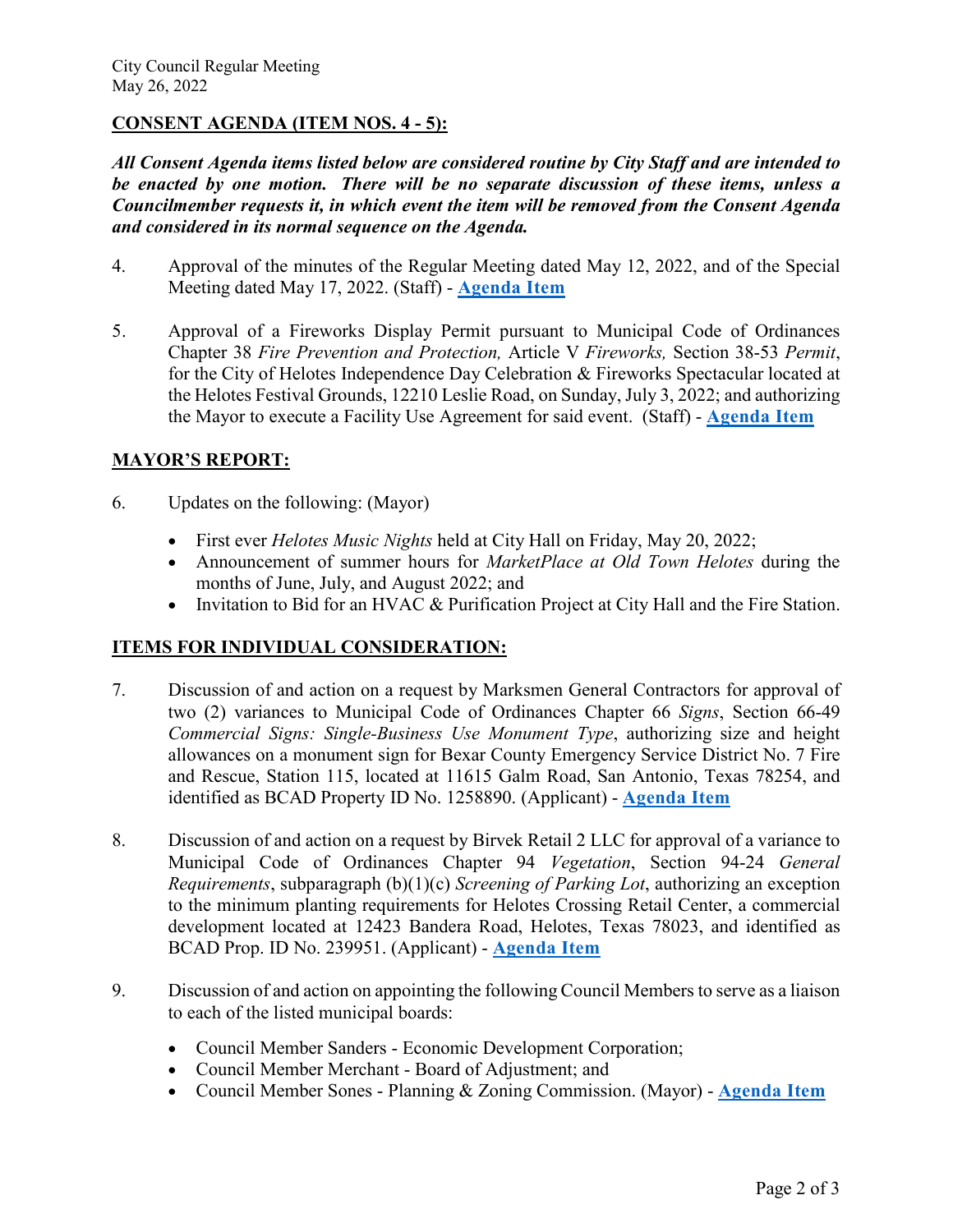City Council Regular Meeting
May 26, 2022

**CONSENT AGENDA (ITEM NOS. 4 - 5):**

***All Consent Agenda items listed below are considered routine by City Staff and are intended to be enacted by one motion. There will be no separate discussion of these items, unless a Councilmember requests it, in which event the item will be removed from the Consent Agenda and considered in its normal sequence on the Agenda.***

4. Approval of the minutes of the Regular Meeting dated May 12, 2022, and of the Special Meeting dated May 17, 2022. (Staff) - **Agenda Item**

5. Approval of a Fireworks Display Permit pursuant to Municipal Code of Ordinances Chapter 38 *Fire Prevention and Protection,* Article V *Fireworks,* Section 38-53 *Permit*, for the City of Helotes Independence Day Celebration & Fireworks Spectacular located at the Helotes Festival Grounds, 12210 Leslie Road, on Sunday, July 3, 2022; and authorizing the Mayor to execute a Facility Use Agreement for said event. (Staff) - **Agenda Item**

**MAYOR'S REPORT:**

6. Updates on the following: (Mayor)
   - First ever *Helotes Music Nights* held at City Hall on Friday, May 20, 2022;
   - Announcement of summer hours for *MarketPlace at Old Town Helotes* during the months of June, July, and August 2022; and
   - Invitation to Bid for an HVAC & Purification Project at City Hall and the Fire Station.

**ITEMS FOR INDIVIDUAL CONSIDERATION:**

7. Discussion of and action on a request by Marksmen General Contractors for approval of two (2) variances to Municipal Code of Ordinances Chapter 66 *Signs*, Section 66-49 *Commercial Signs: Single-Business Use Monument Type*, authorizing size and height allowances on a monument sign for Bexar County Emergency Service District No. 7 Fire and Rescue, Station 115, located at 11615 Galm Road, San Antonio, Texas 78254, and identified as BCAD Property ID No. 1258890. (Applicant) - **Agenda Item**

8. Discussion of and action on a request by Birvek Retail 2 LLC for approval of a variance to Municipal Code of Ordinances Chapter 94 *Vegetation*, Section 94-24 *General Requirements*, subparagraph (b)(1)(c) *Screening of Parking Lot*, authorizing an exception to the minimum planting requirements for Helotes Crossing Retail Center, a commercial development located at 12423 Bandera Road, Helotes, Texas 78023, and identified as BCAD Prop. ID No. 239951. (Applicant) - **Agenda Item**

9. Discussion of and action on appointing the following Council Members to serve as a liaison to each of the listed municipal boards:
   - Council Member Sanders - Economic Development Corporation;
   - Council Member Merchant - Board of Adjustment; and
   - Council Member Sones - Planning & Zoning Commission. (Mayor) - **Agenda Item**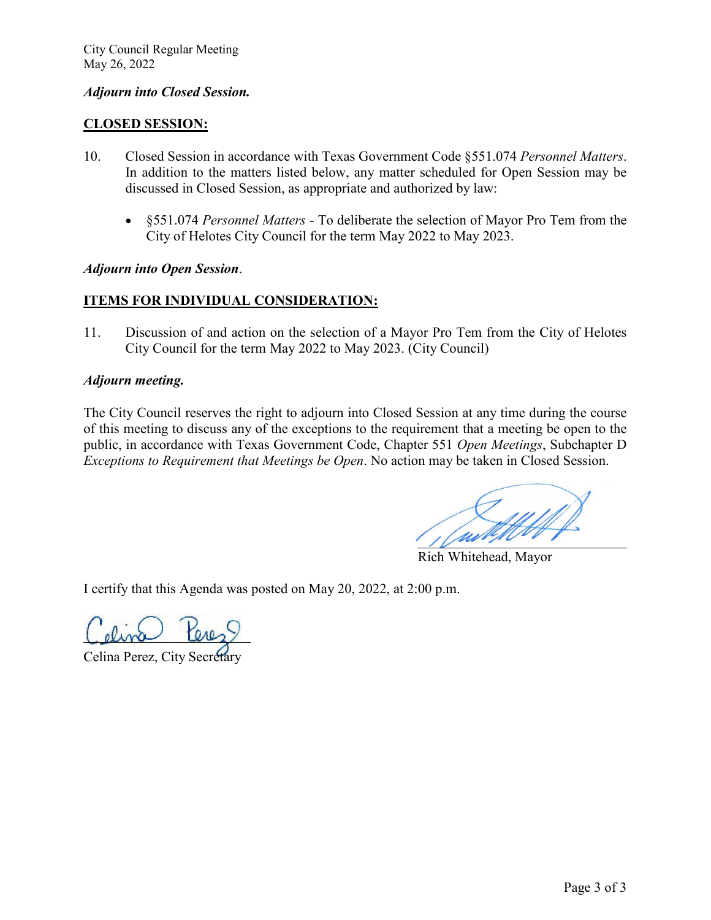City Council Regular Meeting
May 26, 2022

***Adjourn into Closed Session.***

**CLOSED SESSION:**

10. Closed Session in accordance with Texas Government Code §551.074 *Personnel Matters*. In addition to the matters listed below, any matter scheduled for Open Session may be discussed in Closed Session, as appropriate and authorized by law:

    - §551.074 *Personnel Matters* - To deliberate the selection of Mayor Pro Tem from the City of Helotes City Council for the term May 2022 to May 2023.

***Adjourn into Open Session***.

**ITEMS FOR INDIVIDUAL CONSIDERATION:**

11. Discussion of and action on the selection of a Mayor Pro Tem from the City of Helotes City Council for the term May 2022 to May 2023. (City Council)

***Adjourn meeting.***

The City Council reserves the right to adjourn into Closed Session at any time during the course of this meeting to discuss any of the exceptions to the requirement that a meeting be open to the public, in accordance with Texas Government Code, Chapter 551 *Open Meetings*, Subchapter D *Exceptions to Requirement that Meetings be Open*. No action may be taken in Closed Session.

Rich Whitehead, Mayor

I certify that this Agenda was posted on May 20, 2022, at 2:00 p.m.

Celina Perez, City Secretary